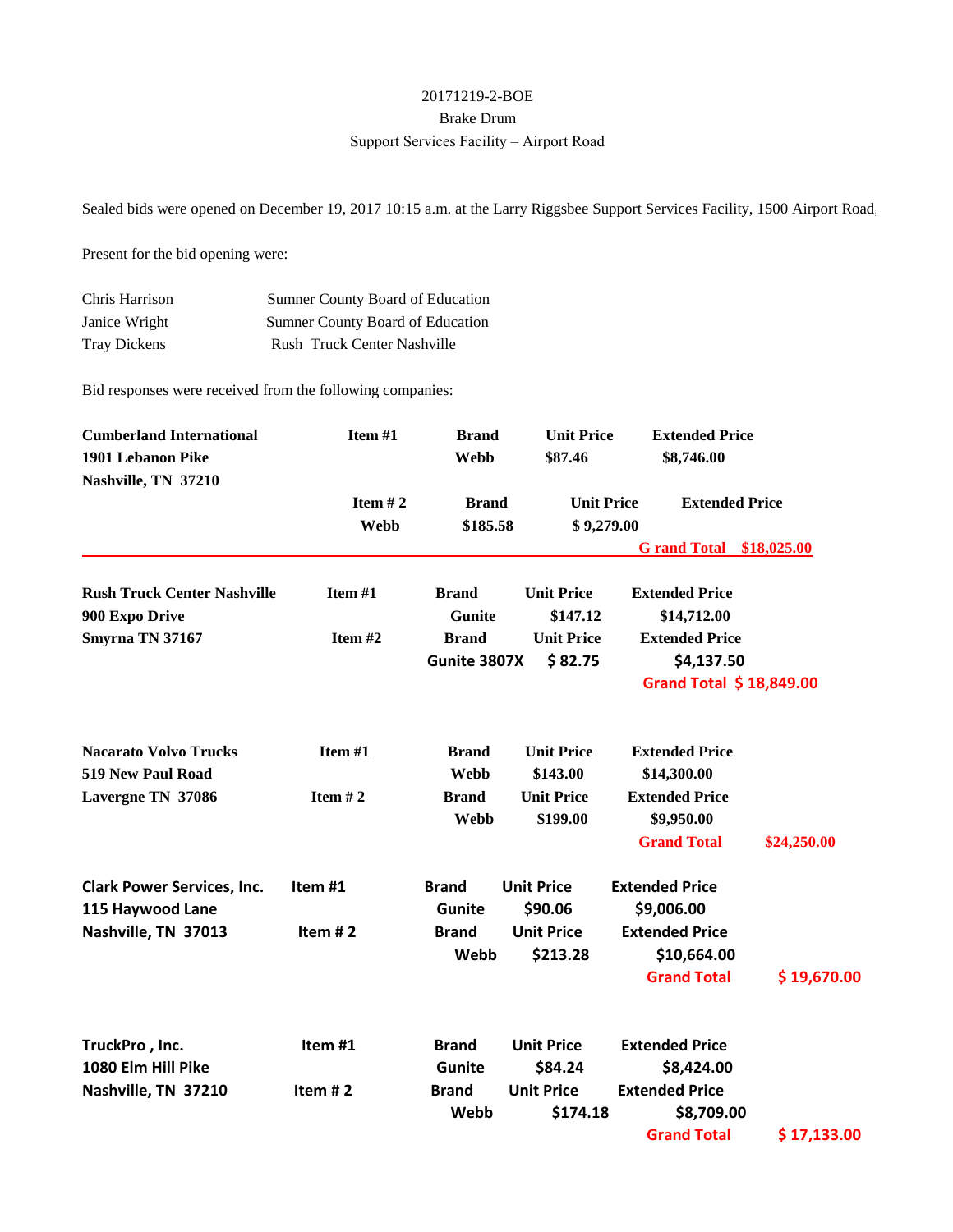20171219-2-BOE

Brake Drum

Support Services Facility – Airport Road

Sealed bids were opened on December 19, 2017 10:15 a.m. at the Larry Riggsbee Support Services Facility, 1500 Airport Road

Present for the bid opening were:

| | |
|---|---|
| Chris Harrison | Sumner County Board of Education |
| Janice Wright | Sumner County Board of Education |
| Tray Dickens | Rush Truck Center Nashville |

Bid responses were received from the following companies:

**Cumberland International**
**1901 Lebanon Pike**
**Nashville, TN 37210**

| Item | Brand | Unit Price | Extended Price |
|---|---|---|---|
| Item #1 | Webb | $87.46 | $8,746.00 |
| Item # 2 | Webb | $185.58 | $ 9,279.00 |
| | | **Grand Total** | **$18,025.00** |

**Rush Truck Center Nashville**
**900 Expo Drive**
**Smyrna TN 37167**

| Item | Brand | Unit Price | Extended Price |
|---|---|---|---|
| Item #1 | Gunite | $147.12 | $14,712.00 |
| Item #2 | Gunite 3807X | $ 82.75 | $4,137.50 |
| | | **Grand Total** | **$ 18,849.00** |

**Nacarato Volvo Trucks**
**519 New Paul Road**
**Lavergne TN 37086**

| Item | Brand | Unit Price | Extended Price |
|---|---|---|---|
| Item #1 | Webb | $143.00 | $14,300.00 |
| Item # 2 | Webb | $199.00 | $9,950.00 |
| | | **Grand Total** | **$24,250.00** |

**Clark Power Services, Inc.**
**115 Haywood Lane**
**Nashville, TN 37013**

| Item | Brand | Unit Price | Extended Price |
|---|---|---|---|
| Item #1 | Gunite | $90.06 | $9,006.00 |
| Item # 2 | Webb | $213.28 | $10,664.00 |
| | | **Grand Total** | **$ 19,670.00** |

**TruckPro , Inc.**
**1080 Elm Hill Pike**
**Nashville, TN 37210**

| Item | Brand | Unit Price | Extended Price |
|---|---|---|---|
| Item #1 | Gunite | $84.24 | $8,424.00 |
| Item # 2 | Webb | $174.18 | $8,709.00 |
| | | **Grand Total** | **$ 17,133.00** |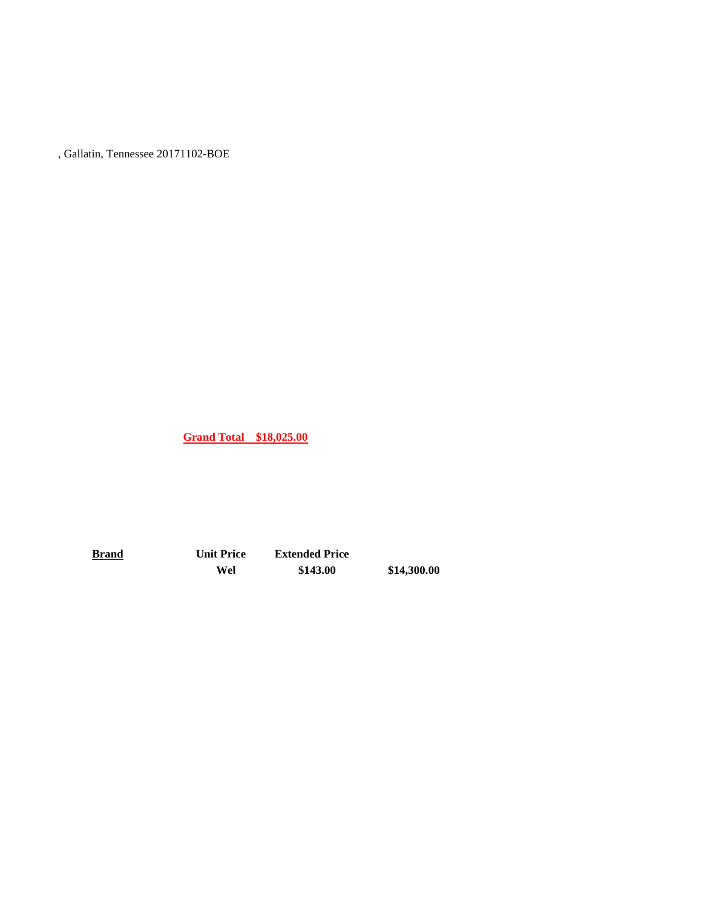, Gallatin, Tennessee 20171102-BOE

**Grand Total $18,025.00**

| **Brand** | **Unit Price** | **Extended Price** | |
|---|---|---|---|
| | **Wel** | **$143.00** | **$14,300.00** |